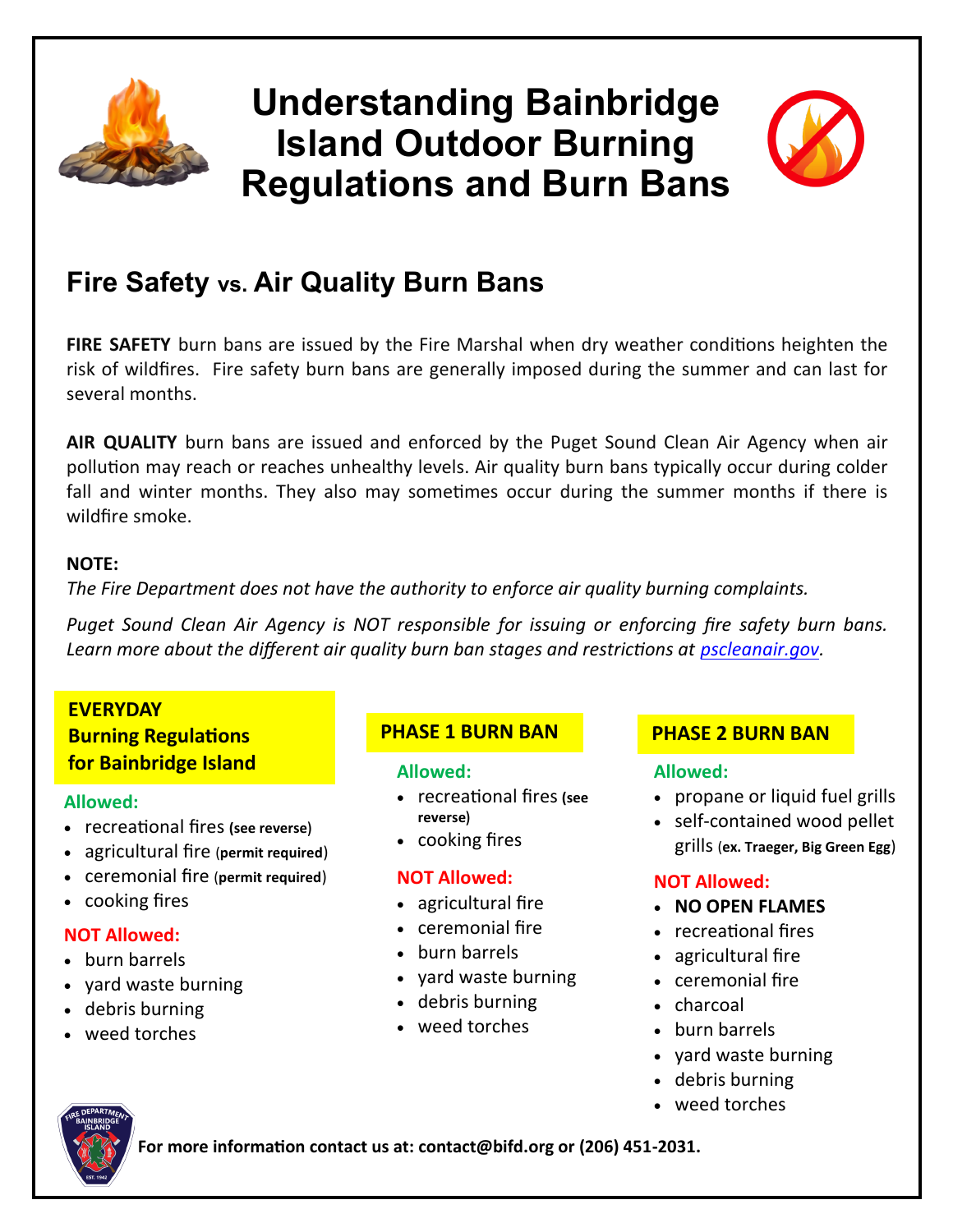# Understanding Bainbridge Island Outdoor Burning Regulations and Burn Bans

## Fire Safety vs. Air Quality Burn Bans

**FIRE SAFETY** burn bans are issued by the Fire Marshal when dry weather conditions heighten the risk of wildfires. Fire safety burn bans are generally imposed during the summer and can last for several months.

**AIR QUALITY** burn bans are issued and enforced by the Puget Sound Clean Air Agency when air pollution may reach or reaches unhealthy levels. Air quality burn bans typically occur during colder fall and winter months. They also may sometimes occur during the summer months if there is wildfire smoke.

**NOTE:**

*The Fire Department does not have the authority to enforce air quality burning complaints.*

*Puget Sound Clean Air Agency is NOT responsible for issuing or enforcing fire safety burn bans. Learn more about the different air quality burn ban stages and restrictions at [pscleanair.gov](pscleanair.gov).*

### EVERYDAY Burning Regulations for Bainbridge Island

**Allowed:**

- recreational fires **(see reverse)**
- agricultural fire (**permit required**)
- ceremonial fire (**permit required**)
- cooking fires

**NOT Allowed:**

- burn barrels
- yard waste burning
- debris burning
- weed torches

### PHASE 1 BURN BAN

**Allowed:**

- recreational fires **(see reverse)**
- cooking fires

**NOT Allowed:**

- agricultural fire
- ceremonial fire
- burn barrels
- yard waste burning
- debris burning
- weed torches

### PHASE 2 BURN BAN

**Allowed:**

- propane or liquid fuel grills
- self-contained wood pellet grills (**ex. Traeger, Big Green Egg**)

**NOT Allowed:**

- **NO OPEN FLAMES**
- recreational fires
- agricultural fire
- ceremonial fire
- charcoal
- burn barrels
- yard waste burning
- debris burning
- weed torches

**For more information contact us at: contact@bifd.org or (206) 451-2031.**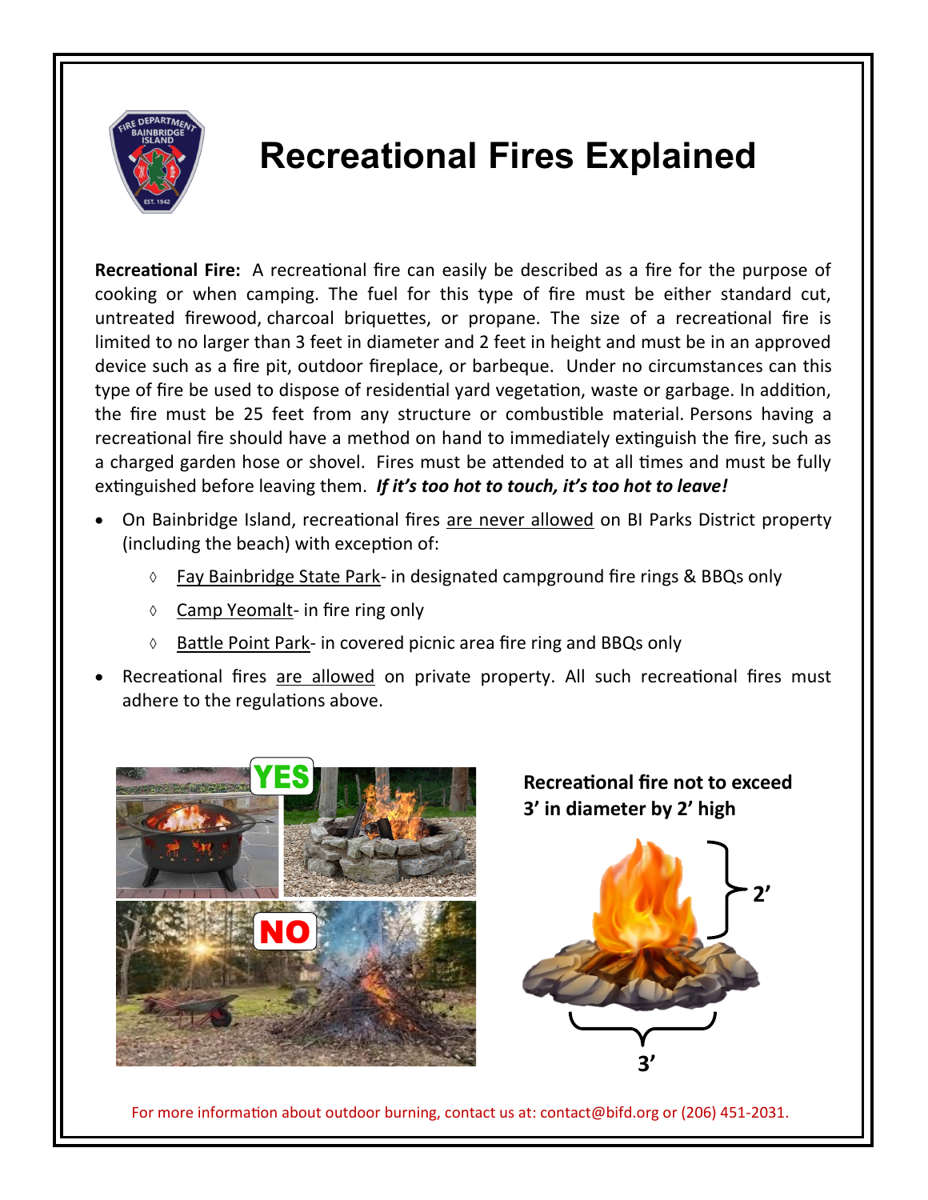# Recreational Fires Explained

**Recreational Fire:** A recreational fire can easily be described as a fire for the purpose of cooking or when camping. The fuel for this type of fire must be either standard cut, untreated firewood, charcoal briquettes, or propane. The size of a recreational fire is limited to no larger than 3 feet in diameter and 2 feet in height and must be in an approved device such as a fire pit, outdoor fireplace, or barbeque. Under no circumstances can this type of fire be used to dispose of residential yard vegetation, waste or garbage. In addition, the fire must be 25 feet from any structure or combustible material. Persons having a recreational fire should have a method on hand to immediately extinguish the fire, such as a charged garden hose or shovel. Fires must be attended to at all times and must be fully extinguished before leaving them. ***If it's too hot to touch, it's too hot to leave!***

- On Bainbridge Island, recreational fires are never allowed on BI Parks District property (including the beach) with exception of:
  - Fay Bainbridge State Park- in designated campground fire rings & BBQs only
  - Camp Yeomalt- in fire ring only
  - Battle Point Park- in covered picnic area fire ring and BBQs only
- Recreational fires are allowed on private property. All such recreational fires must adhere to the regulations above.

YES

NO

**Recreational fire not to exceed 3' in diameter by 2' high**

2'

3'

For more information about outdoor burning, contact us at: contact@bifd.org or (206) 451-2031.